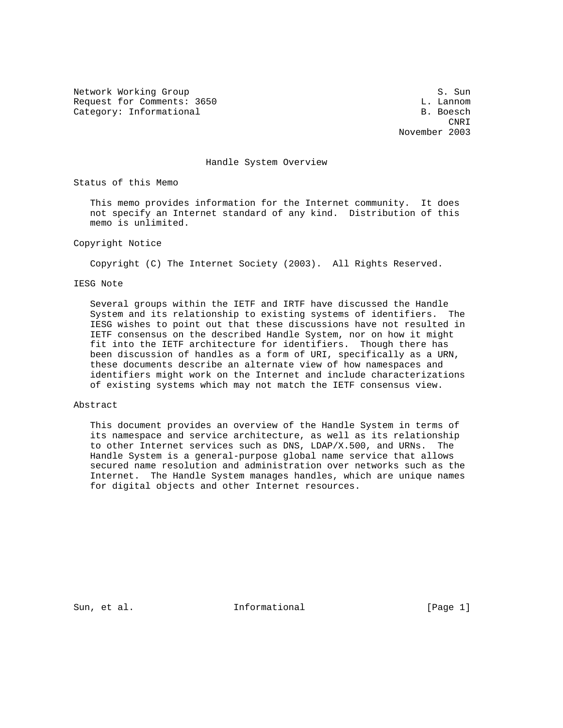Network Working Group S. Sun
Request for Comments: 3650 L. Lannom
Category: Informational B. Boesch
CNRI
November 2003

# Handle System Overview

## Status of this Memo

This memo provides information for the Internet community. It does not specify an Internet standard of any kind. Distribution of this memo is unlimited.

## Copyright Notice

Copyright (C) The Internet Society (2003). All Rights Reserved.

## IESG Note

Several groups within the IETF and IRTF have discussed the Handle System and its relationship to existing systems of identifiers. The IESG wishes to point out that these discussions have not resulted in IETF consensus on the described Handle System, nor on how it might fit into the IETF architecture for identifiers. Though there has been discussion of handles as a form of URI, specifically as a URN, these documents describe an alternate view of how namespaces and identifiers might work on the Internet and include characterizations of existing systems which may not match the IETF consensus view.

## Abstract

This document provides an overview of the Handle System in terms of its namespace and service architecture, as well as its relationship to other Internet services such as DNS, LDAP/X.500, and URNs. The Handle System is a general-purpose global name service that allows secured name resolution and administration over networks such as the Internet. The Handle System manages handles, which are unique names for digital objects and other Internet resources.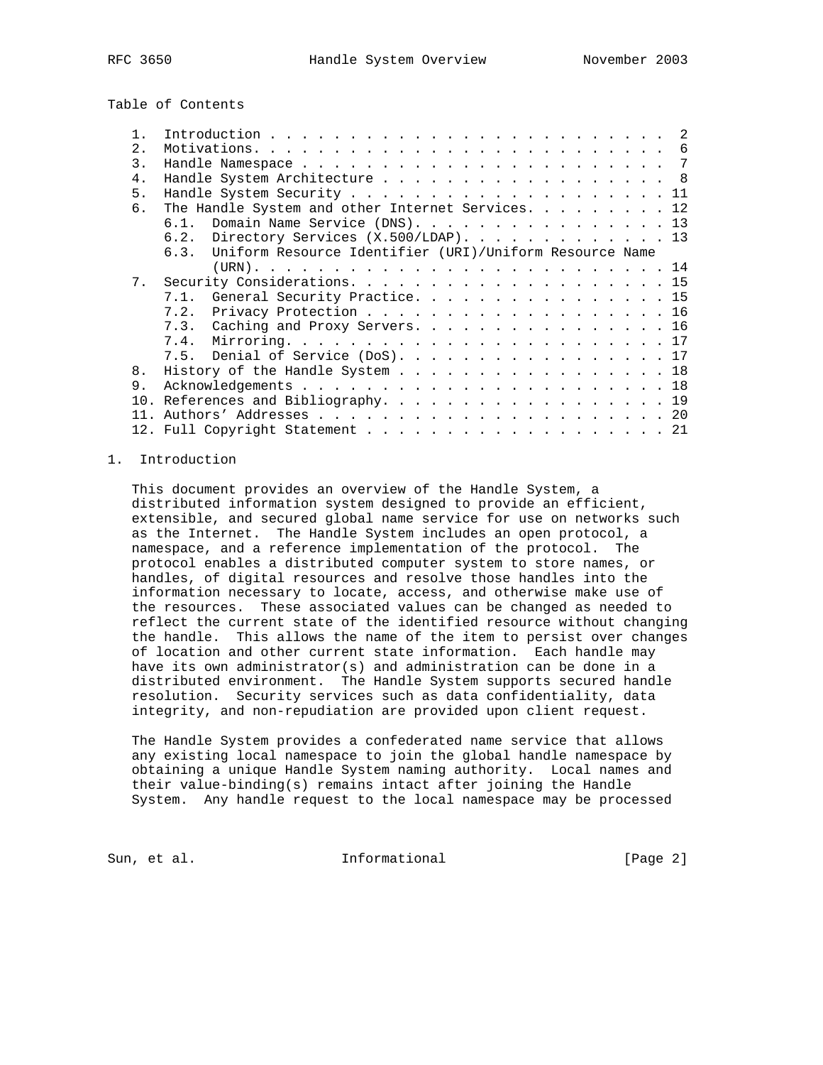Table of Contents

1. Introduction . . . . . . . . . . . . . . . . . . . . . . . . . . 2
2. Motivations. . . . . . . . . . . . . . . . . . . . . . . . . . . 6
3. Handle Namespace . . . . . . . . . . . . . . . . . . . . . . . . 7
4. Handle System Architecture . . . . . . . . . . . . . . . . . . . 8
5. Handle System Security . . . . . . . . . . . . . . . . . . . . . 11
6. The Handle System and other Internet Services. . . . . . . . . . 12
   - 6.1. Domain Name Service (DNS). . . . . . . . . . . . . . . . 13
   - 6.2. Directory Services (X.500/LDAP). . . . . . . . . . . . . 13
   - 6.3. Uniform Resource Identifier (URI)/Uniform Resource Name (URN). . . . . . . . . . . . . . . . . . . . . . . . . . 14
7. Security Considerations. . . . . . . . . . . . . . . . . . . . . 15
   - 7.1. General Security Practice. . . . . . . . . . . . . . . . 15
   - 7.2. Privacy Protection . . . . . . . . . . . . . . . . . . . 16
   - 7.3. Caching and Proxy Servers. . . . . . . . . . . . . . . . 16
   - 7.4. Mirroring. . . . . . . . . . . . . . . . . . . . . . . . 17
   - 7.5. Denial of Service (DoS). . . . . . . . . . . . . . . . . 17
8. History of the Handle System . . . . . . . . . . . . . . . . . . 18
9. Acknowledgements . . . . . . . . . . . . . . . . . . . . . . . . 18
10. References and Bibliography. . . . . . . . . . . . . . . . . . . 19
11. Authors' Addresses . . . . . . . . . . . . . . . . . . . . . . . 20
12. Full Copyright Statement . . . . . . . . . . . . . . . . . . . . 21

# 1. Introduction

This document provides an overview of the Handle System, a distributed information system designed to provide an efficient, extensible, and secured global name service for use on networks such as the Internet. The Handle System includes an open protocol, a namespace, and a reference implementation of the protocol. The protocol enables a distributed computer system to store names, or handles, of digital resources and resolve those handles into the information necessary to locate, access, and otherwise make use of the resources. These associated values can be changed as needed to reflect the current state of the identified resource without changing the handle. This allows the name of the item to persist over changes of location and other current state information. Each handle may have its own administrator(s) and administration can be done in a distributed environment. The Handle System supports secured handle resolution. Security services such as data confidentiality, data integrity, and non-repudiation are provided upon client request.

The Handle System provides a confederated name service that allows any existing local namespace to join the global handle namespace by obtaining a unique Handle System naming authority. Local names and their value-binding(s) remains intact after joining the Handle System. Any handle request to the local namespace may be processed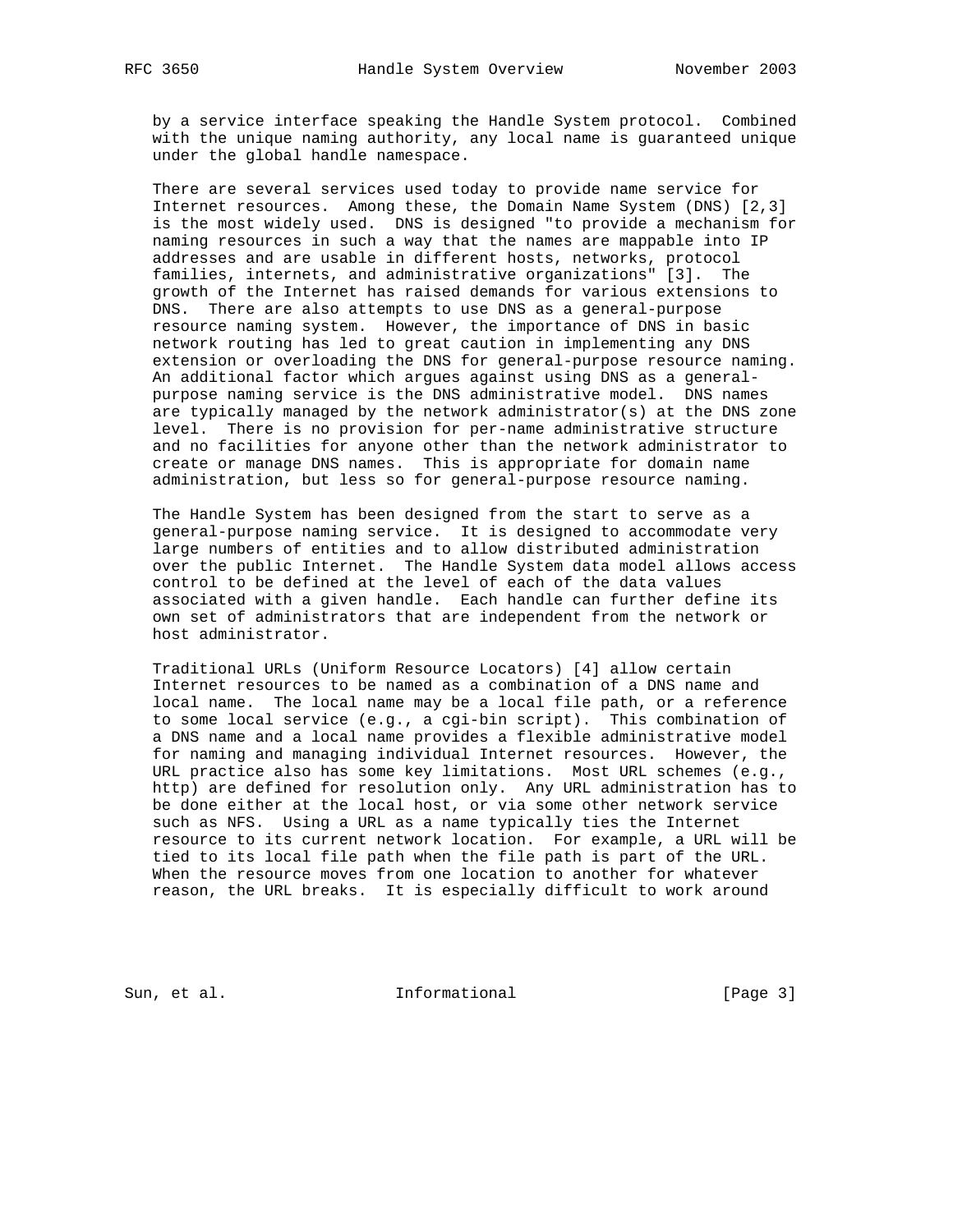by a service interface speaking the Handle System protocol. Combined with the unique naming authority, any local name is guaranteed unique under the global handle namespace.

There are several services used today to provide name service for Internet resources. Among these, the Domain Name System (DNS) [2,3] is the most widely used. DNS is designed "to provide a mechanism for naming resources in such a way that the names are mappable into IP addresses and are usable in different hosts, networks, protocol families, internets, and administrative organizations" [3]. The growth of the Internet has raised demands for various extensions to DNS. There are also attempts to use DNS as a general-purpose resource naming system. However, the importance of DNS in basic network routing has led to great caution in implementing any DNS extension or overloading the DNS for general-purpose resource naming. An additional factor which argues against using DNS as a general-purpose naming service is the DNS administrative model. DNS names are typically managed by the network administrator(s) at the DNS zone level. There is no provision for per-name administrative structure and no facilities for anyone other than the network administrator to create or manage DNS names. This is appropriate for domain name administration, but less so for general-purpose resource naming.

The Handle System has been designed from the start to serve as a general-purpose naming service. It is designed to accommodate very large numbers of entities and to allow distributed administration over the public Internet. The Handle System data model allows access control to be defined at the level of each of the data values associated with a given handle. Each handle can further define its own set of administrators that are independent from the network or host administrator.

Traditional URLs (Uniform Resource Locators) [4] allow certain Internet resources to be named as a combination of a DNS name and local name. The local name may be a local file path, or a reference to some local service (e.g., a cgi-bin script). This combination of a DNS name and a local name provides a flexible administrative model for naming and managing individual Internet resources. However, the URL practice also has some key limitations. Most URL schemes (e.g., http) are defined for resolution only. Any URL administration has to be done either at the local host, or via some other network service such as NFS. Using a URL as a name typically ties the Internet resource to its current network location. For example, a URL will be tied to its local file path when the file path is part of the URL. When the resource moves from one location to another for whatever reason, the URL breaks. It is especially difficult to work around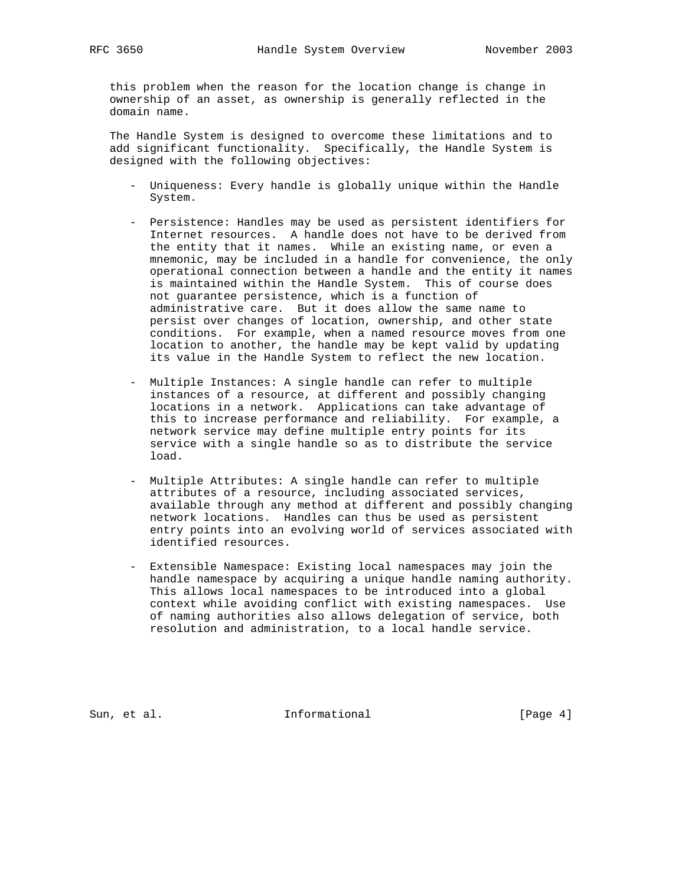this problem when the reason for the location change is change in ownership of an asset, as ownership is generally reflected in the domain name.

The Handle System is designed to overcome these limitations and to add significant functionality. Specifically, the Handle System is designed with the following objectives:

- Uniqueness: Every handle is globally unique within the Handle System.

- Persistence: Handles may be used as persistent identifiers for Internet resources. A handle does not have to be derived from the entity that it names. While an existing name, or even a mnemonic, may be included in a handle for convenience, the only operational connection between a handle and the entity it names is maintained within the Handle System. This of course does not guarantee persistence, which is a function of administrative care. But it does allow the same name to persist over changes of location, ownership, and other state conditions. For example, when a named resource moves from one location to another, the handle may be kept valid by updating its value in the Handle System to reflect the new location.

- Multiple Instances: A single handle can refer to multiple instances of a resource, at different and possibly changing locations in a network. Applications can take advantage of this to increase performance and reliability. For example, a network service may define multiple entry points for its service with a single handle so as to distribute the service load.

- Multiple Attributes: A single handle can refer to multiple attributes of a resource, including associated services, available through any method at different and possibly changing network locations. Handles can thus be used as persistent entry points into an evolving world of services associated with identified resources.

- Extensible Namespace: Existing local namespaces may join the handle namespace by acquiring a unique handle naming authority. This allows local namespaces to be introduced into a global context while avoiding conflict with existing namespaces. Use of naming authorities also allows delegation of service, both resolution and administration, to a local handle service.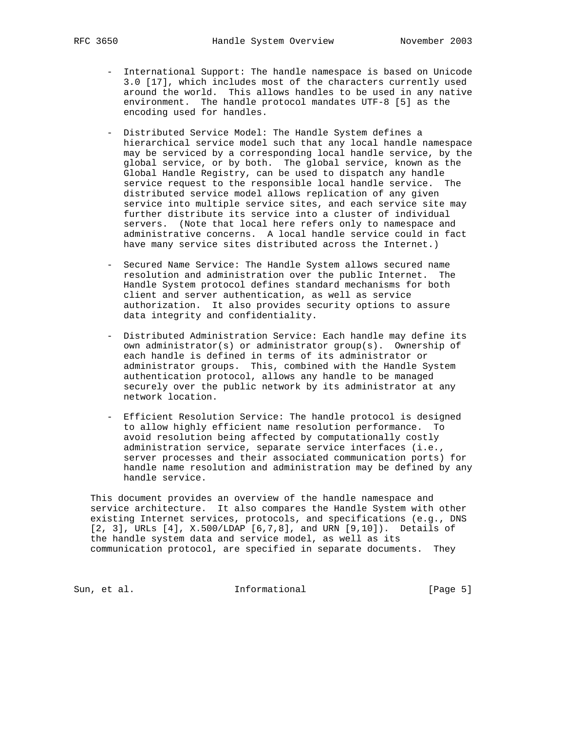- International Support: The handle namespace is based on Unicode 3.0 [17], which includes most of the characters currently used around the world. This allows handles to be used in any native environment. The handle protocol mandates UTF-8 [5] as the encoding used for handles.

- Distributed Service Model: The Handle System defines a hierarchical service model such that any local handle namespace may be serviced by a corresponding local handle service, by the global service, or by both. The global service, known as the Global Handle Registry, can be used to dispatch any handle service request to the responsible local handle service. The distributed service model allows replication of any given service into multiple service sites, and each service site may further distribute its service into a cluster of individual servers. (Note that local here refers only to namespace and administrative concerns. A local handle service could in fact have many service sites distributed across the Internet.)

- Secured Name Service: The Handle System allows secured name resolution and administration over the public Internet. The Handle System protocol defines standard mechanisms for both client and server authentication, as well as service authorization. It also provides security options to assure data integrity and confidentiality.

- Distributed Administration Service: Each handle may define its own administrator(s) or administrator group(s). Ownership of each handle is defined in terms of its administrator or administrator groups. This, combined with the Handle System authentication protocol, allows any handle to be managed securely over the public network by its administrator at any network location.

- Efficient Resolution Service: The handle protocol is designed to allow highly efficient name resolution performance. To avoid resolution being affected by computationally costly administration service, separate service interfaces (i.e., server processes and their associated communication ports) for handle name resolution and administration may be defined by any handle service.

This document provides an overview of the handle namespace and service architecture. It also compares the Handle System with other existing Internet services, protocols, and specifications (e.g., DNS [2, 3], URLs [4], X.500/LDAP [6,7,8], and URN [9,10]). Details of the handle system data and service model, as well as its communication protocol, are specified in separate documents. They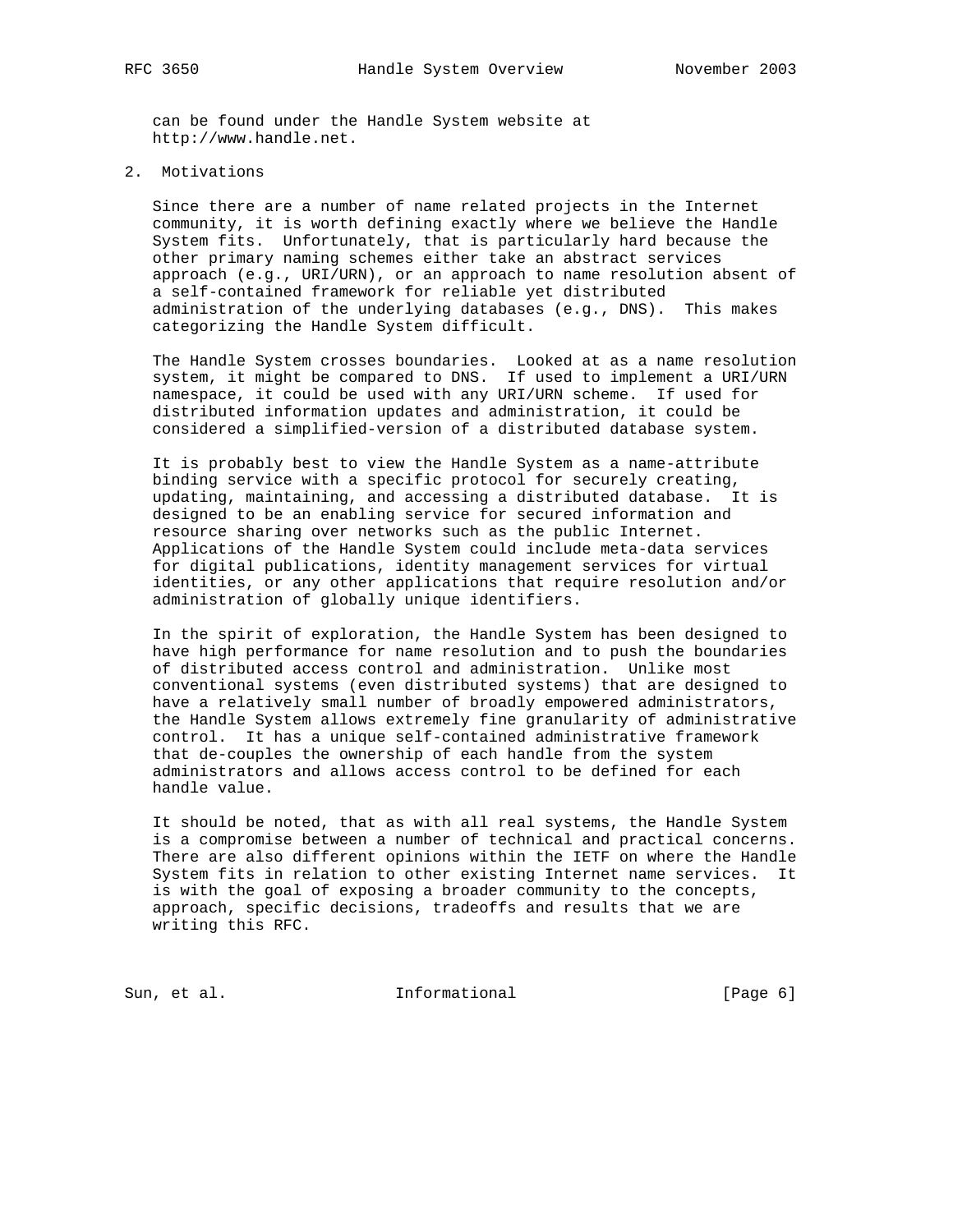can be found under the Handle System website at http://www.handle.net.

## 2. Motivations

Since there are a number of name related projects in the Internet community, it is worth defining exactly where we believe the Handle System fits. Unfortunately, that is particularly hard because the other primary naming schemes either take an abstract services approach (e.g., URI/URN), or an approach to name resolution absent of a self-contained framework for reliable yet distributed administration of the underlying databases (e.g., DNS). This makes categorizing the Handle System difficult.

The Handle System crosses boundaries. Looked at as a name resolution system, it might be compared to DNS. If used to implement a URI/URN namespace, it could be used with any URI/URN scheme. If used for distributed information updates and administration, it could be considered a simplified-version of a distributed database system.

It is probably best to view the Handle System as a name-attribute binding service with a specific protocol for securely creating, updating, maintaining, and accessing a distributed database. It is designed to be an enabling service for secured information and resource sharing over networks such as the public Internet. Applications of the Handle System could include meta-data services for digital publications, identity management services for virtual identities, or any other applications that require resolution and/or administration of globally unique identifiers.

In the spirit of exploration, the Handle System has been designed to have high performance for name resolution and to push the boundaries of distributed access control and administration. Unlike most conventional systems (even distributed systems) that are designed to have a relatively small number of broadly empowered administrators, the Handle System allows extremely fine granularity of administrative control. It has a unique self-contained administrative framework that de-couples the ownership of each handle from the system administrators and allows access control to be defined for each handle value.

It should be noted, that as with all real systems, the Handle System is a compromise between a number of technical and practical concerns. There are also different opinions within the IETF on where the Handle System fits in relation to other existing Internet name services. It is with the goal of exposing a broader community to the concepts, approach, specific decisions, tradeoffs and results that we are writing this RFC.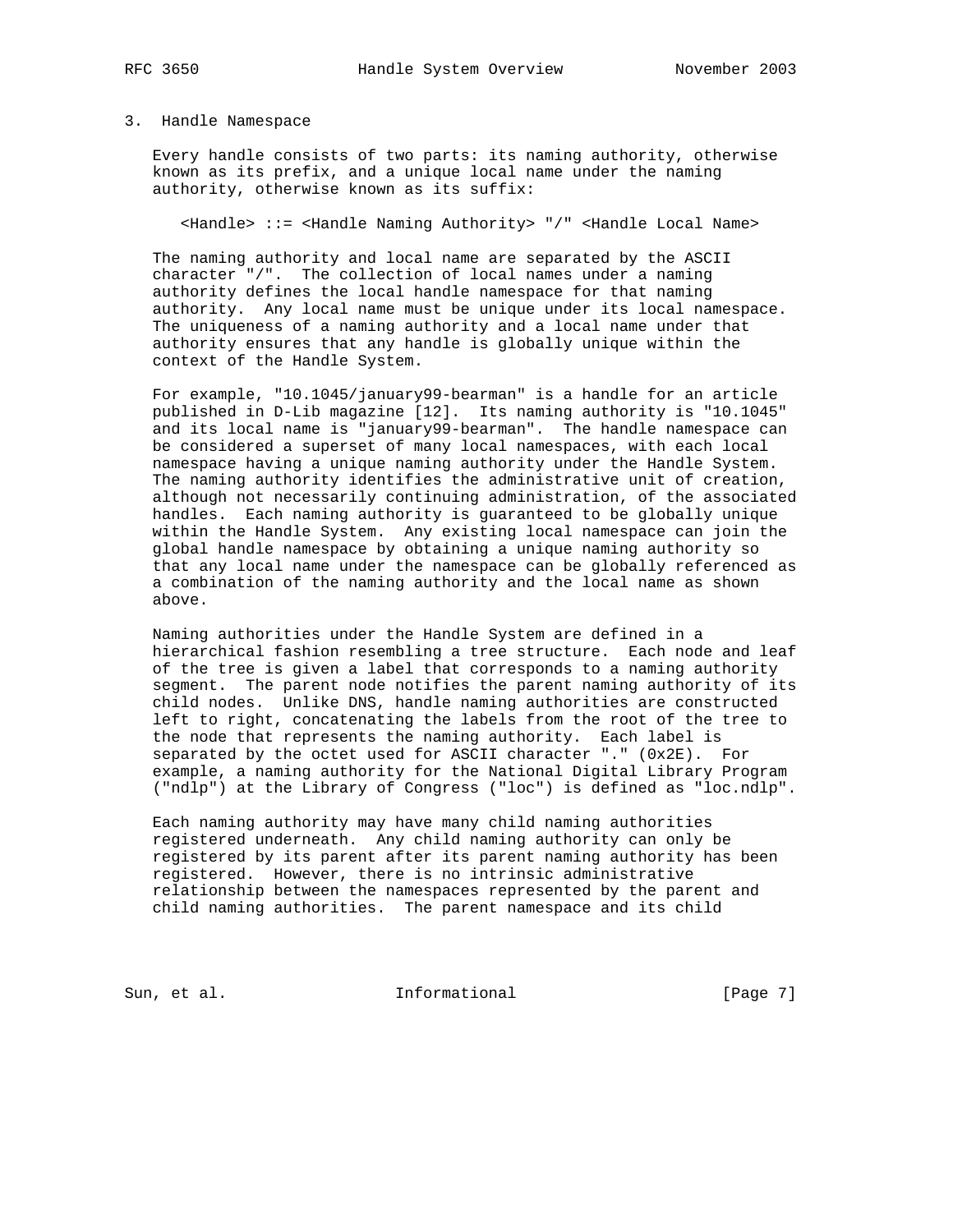## 3. Handle Namespace

Every handle consists of two parts: its naming authority, otherwise known as its prefix, and a unique local name under the naming authority, otherwise known as its suffix:

```
<Handle> ::= <Handle Naming Authority> "/" <Handle Local Name>
```

The naming authority and local name are separated by the ASCII character "/". The collection of local names under a naming authority defines the local handle namespace for that naming authority. Any local name must be unique under its local namespace. The uniqueness of a naming authority and a local name under that authority ensures that any handle is globally unique within the context of the Handle System.

For example, "10.1045/january99-bearman" is a handle for an article published in D-Lib magazine [12]. Its naming authority is "10.1045" and its local name is "january99-bearman". The handle namespace can be considered a superset of many local namespaces, with each local namespace having a unique naming authority under the Handle System. The naming authority identifies the administrative unit of creation, although not necessarily continuing administration, of the associated handles. Each naming authority is guaranteed to be globally unique within the Handle System. Any existing local namespace can join the global handle namespace by obtaining a unique naming authority so that any local name under the namespace can be globally referenced as a combination of the naming authority and the local name as shown above.

Naming authorities under the Handle System are defined in a hierarchical fashion resembling a tree structure. Each node and leaf of the tree is given a label that corresponds to a naming authority segment. The parent node notifies the parent naming authority of its child nodes. Unlike DNS, handle naming authorities are constructed left to right, concatenating the labels from the root of the tree to the node that represents the naming authority. Each label is separated by the octet used for ASCII character "." (0x2E). For example, a naming authority for the National Digital Library Program ("ndlp") at the Library of Congress ("loc") is defined as "loc.ndlp".

Each naming authority may have many child naming authorities registered underneath. Any child naming authority can only be registered by its parent after its parent naming authority has been registered. However, there is no intrinsic administrative relationship between the namespaces represented by the parent and child naming authorities. The parent namespace and its child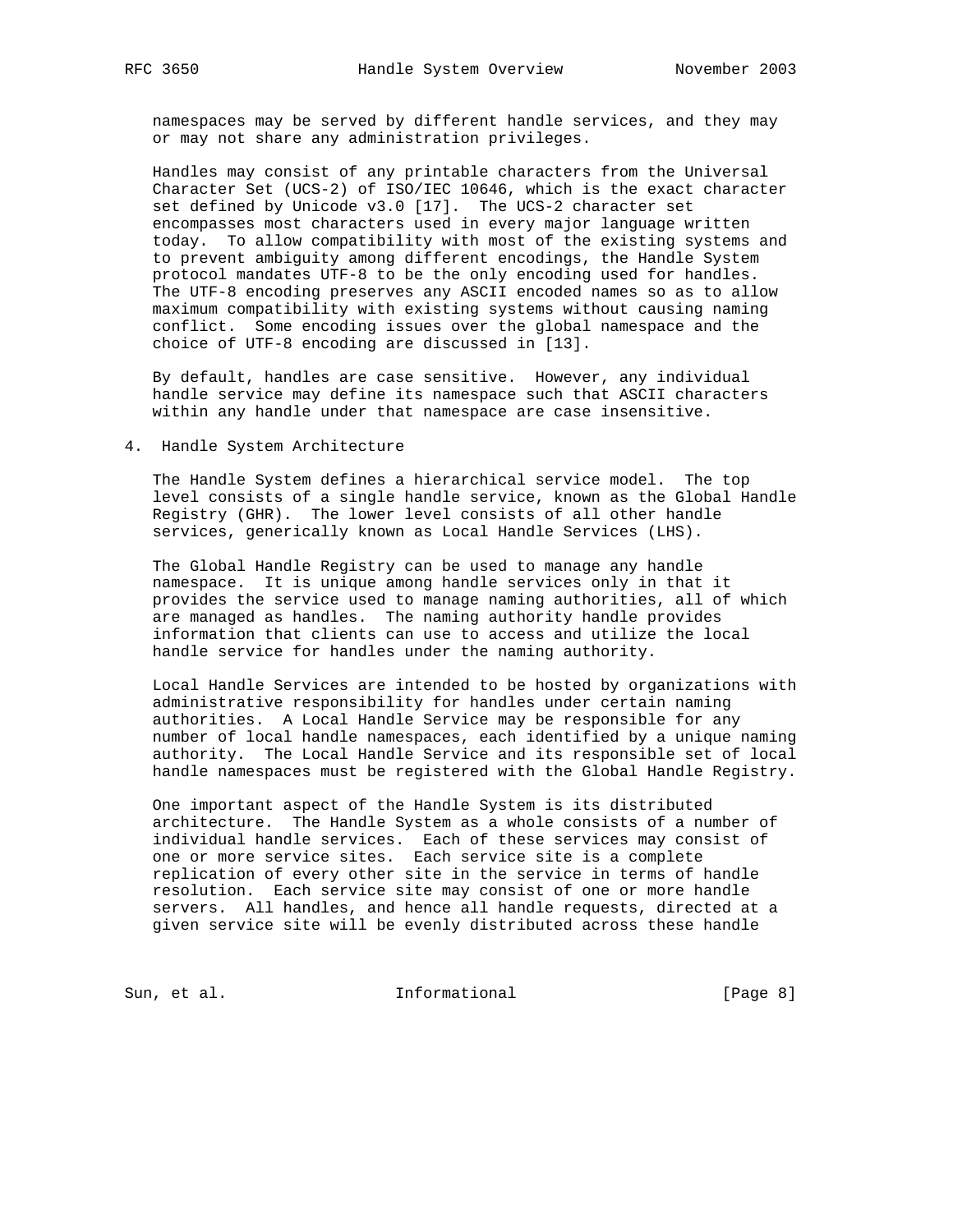namespaces may be served by different handle services, and they may or may not share any administration privileges.

Handles may consist of any printable characters from the Universal Character Set (UCS-2) of ISO/IEC 10646, which is the exact character set defined by Unicode v3.0 [17]. The UCS-2 character set encompasses most characters used in every major language written today. To allow compatibility with most of the existing systems and to prevent ambiguity among different encodings, the Handle System protocol mandates UTF-8 to be the only encoding used for handles. The UTF-8 encoding preserves any ASCII encoded names so as to allow maximum compatibility with existing systems without causing naming conflict. Some encoding issues over the global namespace and the choice of UTF-8 encoding are discussed in [13].

By default, handles are case sensitive. However, any individual handle service may define its namespace such that ASCII characters within any handle under that namespace are case insensitive.

## 4. Handle System Architecture

The Handle System defines a hierarchical service model. The top level consists of a single handle service, known as the Global Handle Registry (GHR). The lower level consists of all other handle services, generically known as Local Handle Services (LHS).

The Global Handle Registry can be used to manage any handle namespace. It is unique among handle services only in that it provides the service used to manage naming authorities, all of which are managed as handles. The naming authority handle provides information that clients can use to access and utilize the local handle service for handles under the naming authority.

Local Handle Services are intended to be hosted by organizations with administrative responsibility for handles under certain naming authorities. A Local Handle Service may be responsible for any number of local handle namespaces, each identified by a unique naming authority. The Local Handle Service and its responsible set of local handle namespaces must be registered with the Global Handle Registry.

One important aspect of the Handle System is its distributed architecture. The Handle System as a whole consists of a number of individual handle services. Each of these services may consist of one or more service sites. Each service site is a complete replication of every other site in the service in terms of handle resolution. Each service site may consist of one or more handle servers. All handles, and hence all handle requests, directed at a given service site will be evenly distributed across these handle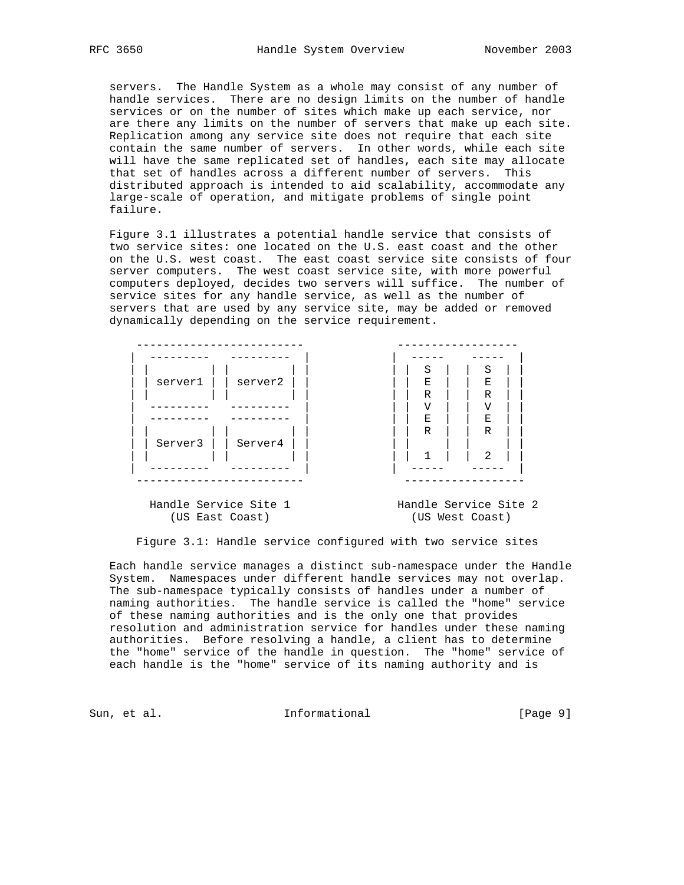servers. The Handle System as a whole may consist of any number of handle services. There are no design limits on the number of handle services or on the number of sites which make up each service, nor are there any limits on the number of servers that make up each site. Replication among any service site does not require that each site contain the same number of servers. In other words, while each site will have the same replicated set of handles, each site may allocate that set of handles across a different number of servers. This distributed approach is intended to aid scalability, accommodate any large-scale of operation, and mitigate problems of single point failure.

Figure 3.1 illustrates a potential handle service that consists of two service sites: one located on the U.S. east coast and the other on the U.S. west coast. The east coast service site consists of four server computers. The west coast service site, with more powerful computers deployed, decides two servers will suffice. The number of service sites for any handle service, as well as the number of servers that are used by any service site, may be added or removed dynamically depending on the service requirement.

```
 -------------------------        ------------------
|  ---------   ---------  |      |  -----    -----  |
| |         | |         | |      | |  S  |  |  S  | |
| | server1 | | server2 | |      | |  E  |  |  E  | |
| |         | |         | |      | |  R  |  |  R  | |
|  ---------   ---------  |      | |  V  |  |  V  | |
|  ---------   ---------  |      | |  E  |  |  E  | |
| |         | |         | |      | |  R  |  |  R  | |
| | Server3 | | Server4 | |      | |     |  |     | |
| |         | |         | |      | |  1  |  |  2  | |
|  ---------   ---------  |      |  -----    -----  |
 -------------------------        ------------------

  Handle Service Site 1           Handle Service Site 2
     (US East Coast)                 (US West Coast)
```

Figure 3.1: Handle service configured with two service sites

Each handle service manages a distinct sub-namespace under the Handle System. Namespaces under different handle services may not overlap. The sub-namespace typically consists of handles under a number of naming authorities. The handle service is called the "home" service of these naming authorities and is the only one that provides resolution and administration service for handles under these naming authorities. Before resolving a handle, a client has to determine the "home" service of the handle in question. The "home" service of each handle is the "home" service of its naming authority and is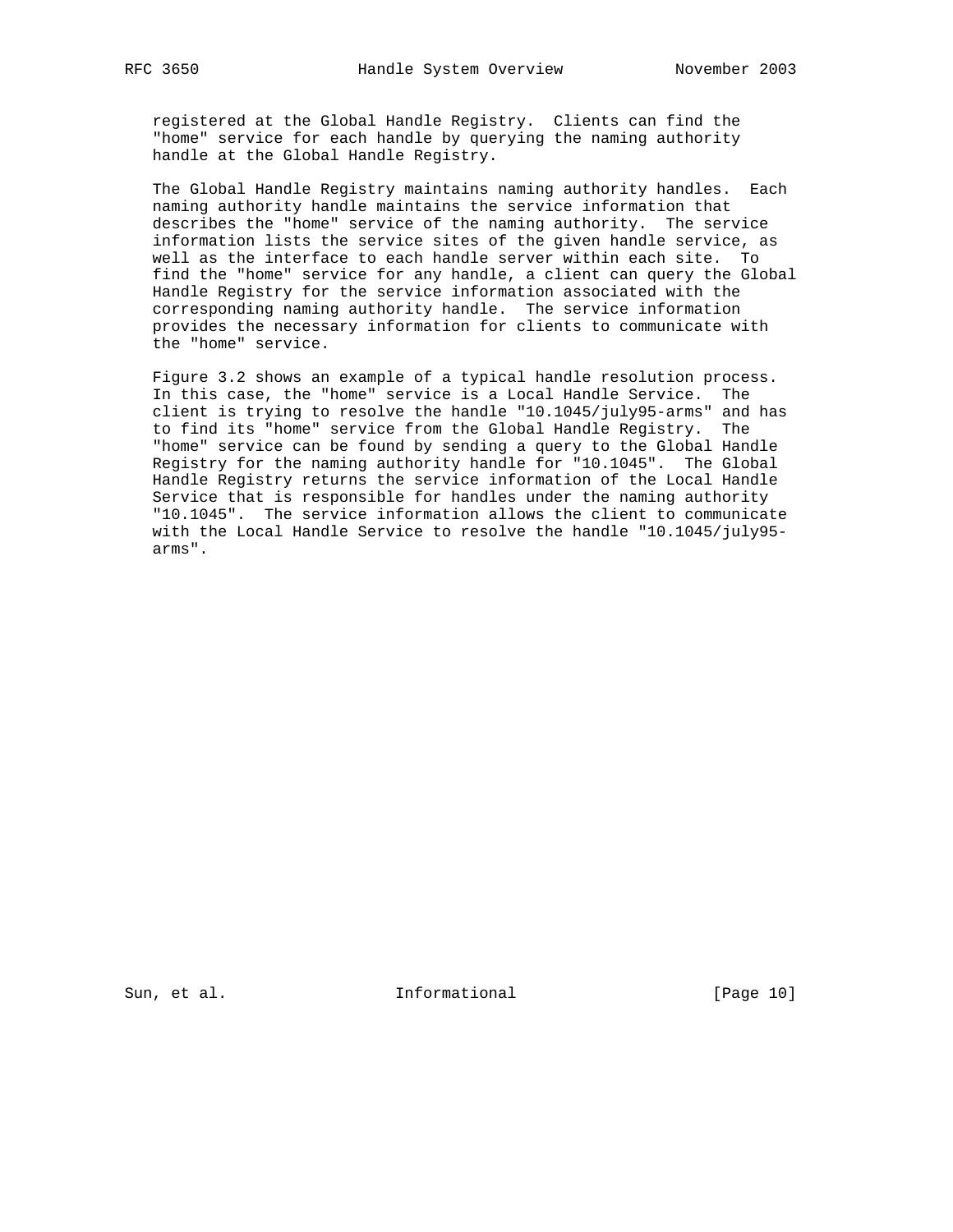registered at the Global Handle Registry. Clients can find the "home" service for each handle by querying the naming authority handle at the Global Handle Registry.

The Global Handle Registry maintains naming authority handles. Each naming authority handle maintains the service information that describes the "home" service of the naming authority. The service information lists the service sites of the given handle service, as well as the interface to each handle server within each site. To find the "home" service for any handle, a client can query the Global Handle Registry for the service information associated with the corresponding naming authority handle. The service information provides the necessary information for clients to communicate with the "home" service.

Figure 3.2 shows an example of a typical handle resolution process. In this case, the "home" service is a Local Handle Service. The client is trying to resolve the handle "10.1045/july95-arms" and has to find its "home" service from the Global Handle Registry. The "home" service can be found by sending a query to the Global Handle Registry for the naming authority handle for "10.1045". The Global Handle Registry returns the service information of the Local Handle Service that is responsible for handles under the naming authority "10.1045". The service information allows the client to communicate with the Local Handle Service to resolve the handle "10.1045/july95-arms".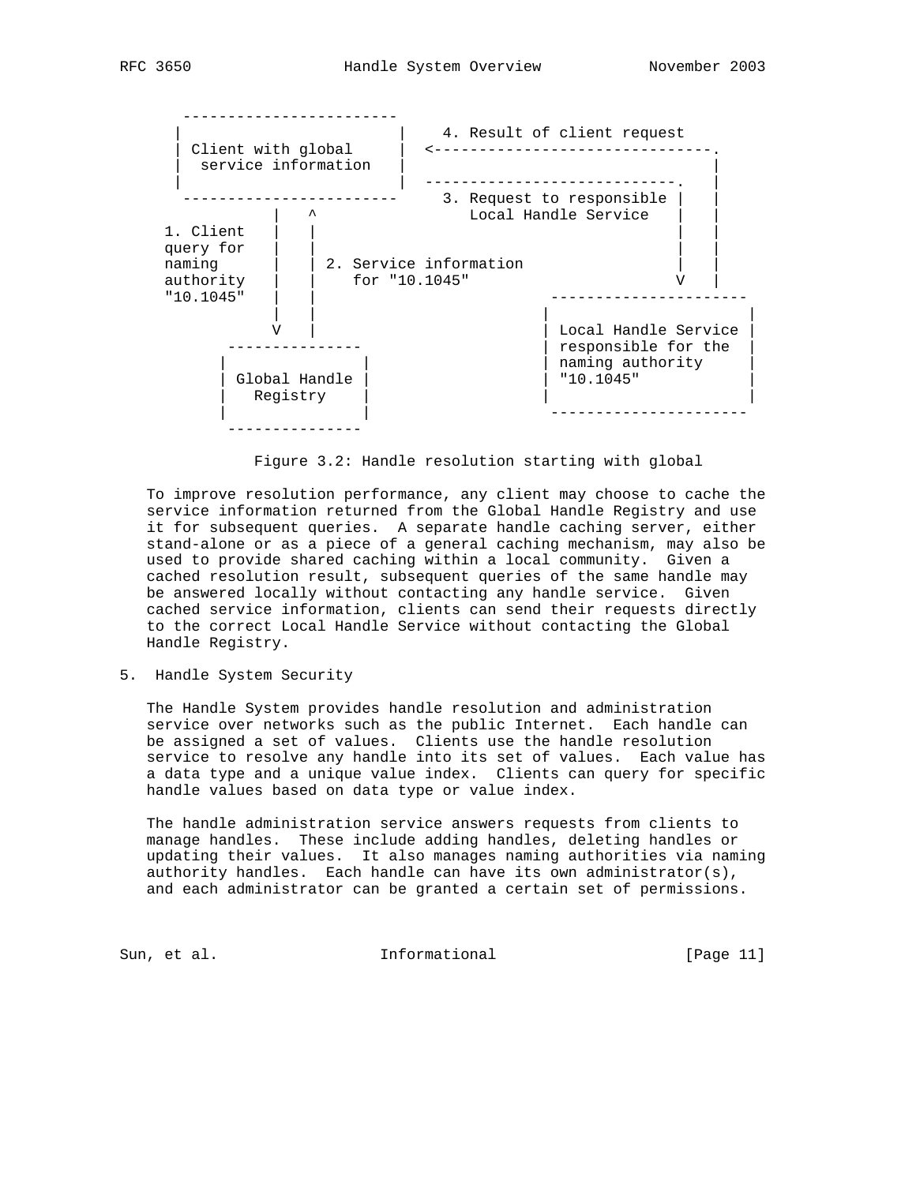```
        ------------------------
       |                        |    4. Result of client request
       | Client with global     |  <-------------------------------.
       |  service information   |                                  |
       |                        |  ----------------------------.   |
        ------------------------     3. Request to responsible |   |
                  |   ^                 Local Handle Service   |   |
     1. Client    |   |                                        |   |
     query for    |   |                                        |   |
     naming       |   | 2. Service information                 |   |
     authority    |   |    for "10.1045"                       V   |
     "10.1045"    |   |                             ----------------------
                  |   |                            |                      |
                  V   |                            | Local Handle Service |
             ---------------                       | responsible for the  |
            |               |                      | naming authority     |
            | Global Handle |                      | "10.1045"            |
            |   Registry    |                      |                      |
            |               |                       ----------------------
             ---------------
```

Figure 3.2: Handle resolution starting with global

To improve resolution performance, any client may choose to cache the service information returned from the Global Handle Registry and use it for subsequent queries. A separate handle caching server, either stand-alone or as a piece of a general caching mechanism, may also be used to provide shared caching within a local community. Given a cached resolution result, subsequent queries of the same handle may be answered locally without contacting any handle service. Given cached service information, clients can send their requests directly to the correct Local Handle Service without contacting the Global Handle Registry.

## 5. Handle System Security

The Handle System provides handle resolution and administration service over networks such as the public Internet. Each handle can be assigned a set of values. Clients use the handle resolution service to resolve any handle into its set of values. Each value has a data type and a unique value index. Clients can query for specific handle values based on data type or value index.

The handle administration service answers requests from clients to manage handles. These include adding handles, deleting handles or updating their values. It also manages naming authorities via naming authority handles. Each handle can have its own administrator(s), and each administrator can be granted a certain set of permissions.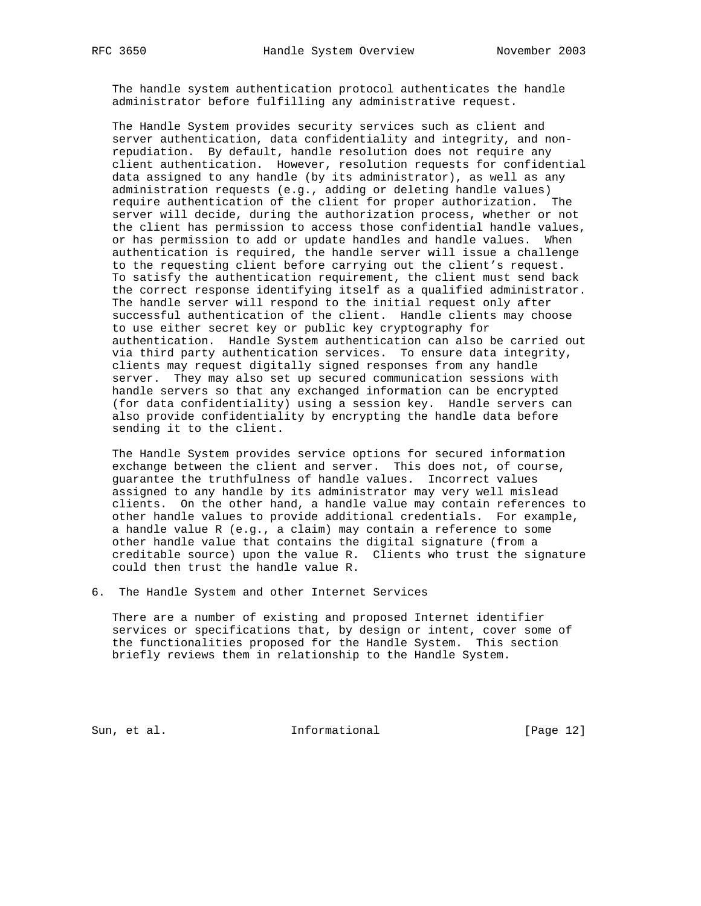The handle system authentication protocol authenticates the handle administrator before fulfilling any administrative request.

The Handle System provides security services such as client and server authentication, data confidentiality and integrity, and non-repudiation. By default, handle resolution does not require any client authentication. However, resolution requests for confidential data assigned to any handle (by its administrator), as well as any administration requests (e.g., adding or deleting handle values) require authentication of the client for proper authorization. The server will decide, during the authorization process, whether or not the client has permission to access those confidential handle values, or has permission to add or update handles and handle values. When authentication is required, the handle server will issue a challenge to the requesting client before carrying out the client's request. To satisfy the authentication requirement, the client must send back the correct response identifying itself as a qualified administrator. The handle server will respond to the initial request only after successful authentication of the client. Handle clients may choose to use either secret key or public key cryptography for authentication. Handle System authentication can also be carried out via third party authentication services. To ensure data integrity, clients may request digitally signed responses from any handle server. They may also set up secured communication sessions with handle servers so that any exchanged information can be encrypted (for data confidentiality) using a session key. Handle servers can also provide confidentiality by encrypting the handle data before sending it to the client.

The Handle System provides service options for secured information exchange between the client and server. This does not, of course, guarantee the truthfulness of handle values. Incorrect values assigned to any handle by its administrator may very well mislead clients. On the other hand, a handle value may contain references to other handle values to provide additional credentials. For example, a handle value R (e.g., a claim) may contain a reference to some other handle value that contains the digital signature (from a creditable source) upon the value R. Clients who trust the signature could then trust the handle value R.

# 6. The Handle System and other Internet Services

There are a number of existing and proposed Internet identifier services or specifications that, by design or intent, cover some of the functionalities proposed for the Handle System. This section briefly reviews them in relationship to the Handle System.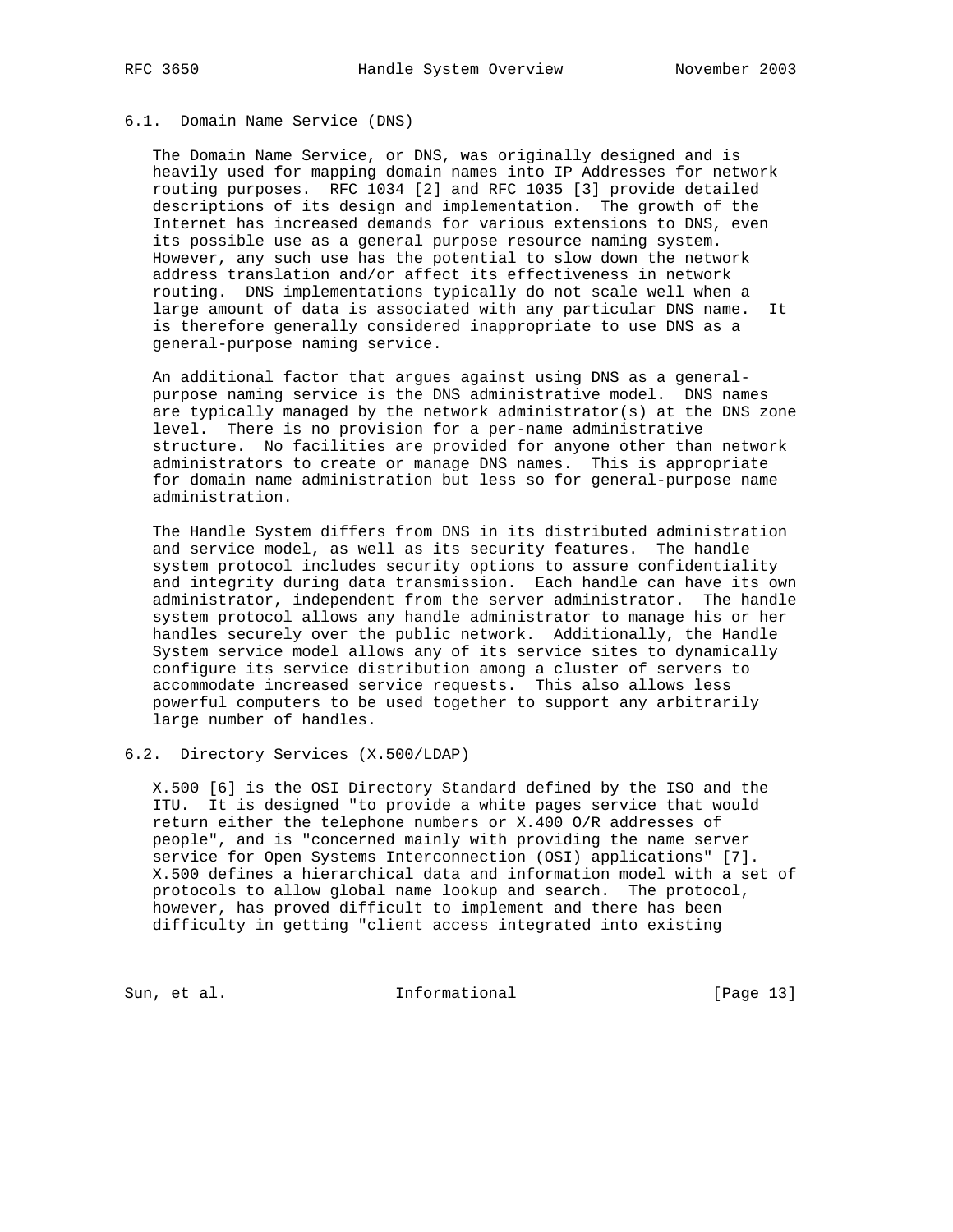### 6.1. Domain Name Service (DNS)

The Domain Name Service, or DNS, was originally designed and is heavily used for mapping domain names into IP Addresses for network routing purposes. RFC 1034 [2] and RFC 1035 [3] provide detailed descriptions of its design and implementation. The growth of the Internet has increased demands for various extensions to DNS, even its possible use as a general purpose resource naming system. However, any such use has the potential to slow down the network address translation and/or affect its effectiveness in network routing. DNS implementations typically do not scale well when a large amount of data is associated with any particular DNS name. It is therefore generally considered inappropriate to use DNS as a general-purpose naming service.

An additional factor that argues against using DNS as a general-purpose naming service is the DNS administrative model. DNS names are typically managed by the network administrator(s) at the DNS zone level. There is no provision for a per-name administrative structure. No facilities are provided for anyone other than network administrators to create or manage DNS names. This is appropriate for domain name administration but less so for general-purpose name administration.

The Handle System differs from DNS in its distributed administration and service model, as well as its security features. The handle system protocol includes security options to assure confidentiality and integrity during data transmission. Each handle can have its own administrator, independent from the server administrator. The handle system protocol allows any handle administrator to manage his or her handles securely over the public network. Additionally, the Handle System service model allows any of its service sites to dynamically configure its service distribution among a cluster of servers to accommodate increased service requests. This also allows less powerful computers to be used together to support any arbitrarily large number of handles.

### 6.2. Directory Services (X.500/LDAP)

X.500 [6] is the OSI Directory Standard defined by the ISO and the ITU. It is designed "to provide a white pages service that would return either the telephone numbers or X.400 O/R addresses of people", and is "concerned mainly with providing the name server service for Open Systems Interconnection (OSI) applications" [7]. X.500 defines a hierarchical data and information model with a set of protocols to allow global name lookup and search. The protocol, however, has proved difficult to implement and there has been difficulty in getting "client access integrated into existing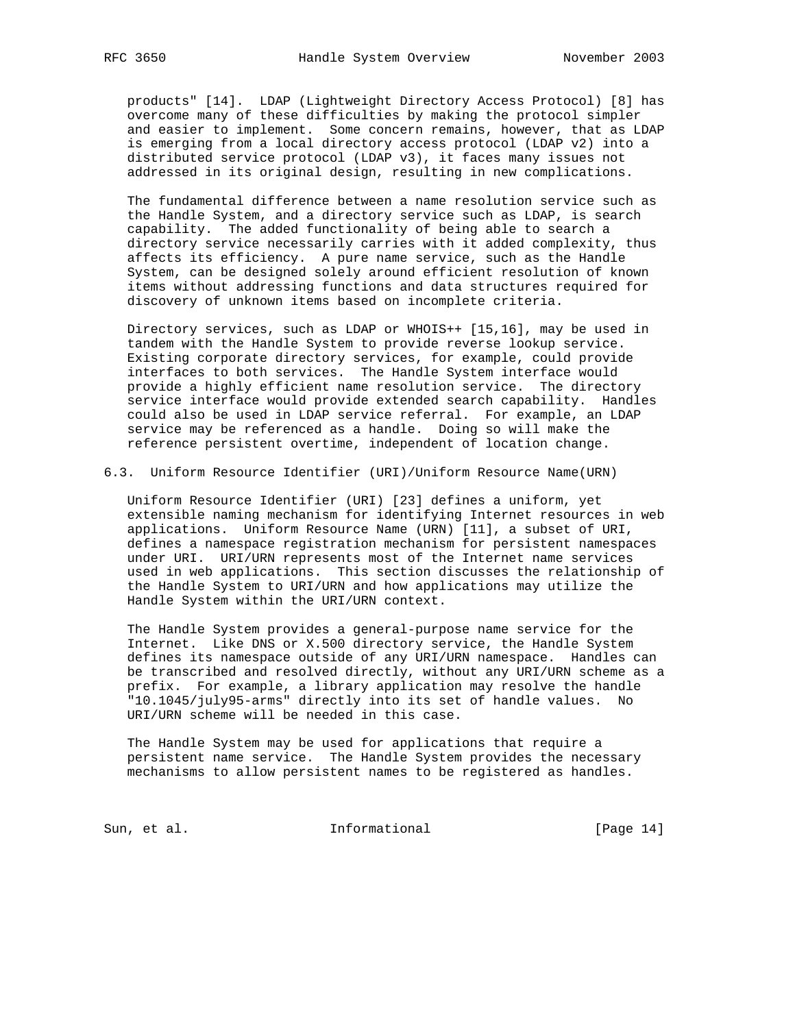products" [14]. LDAP (Lightweight Directory Access Protocol) [8] has overcome many of these difficulties by making the protocol simpler and easier to implement. Some concern remains, however, that as LDAP is emerging from a local directory access protocol (LDAP v2) into a distributed service protocol (LDAP v3), it faces many issues not addressed in its original design, resulting in new complications.

The fundamental difference between a name resolution service such as the Handle System, and a directory service such as LDAP, is search capability. The added functionality of being able to search a directory service necessarily carries with it added complexity, thus affects its efficiency. A pure name service, such as the Handle System, can be designed solely around efficient resolution of known items without addressing functions and data structures required for discovery of unknown items based on incomplete criteria.

Directory services, such as LDAP or WHOIS++ [15,16], may be used in tandem with the Handle System to provide reverse lookup service. Existing corporate directory services, for example, could provide interfaces to both services. The Handle System interface would provide a highly efficient name resolution service. The directory service interface would provide extended search capability. Handles could also be used in LDAP service referral. For example, an LDAP service may be referenced as a handle. Doing so will make the reference persistent overtime, independent of location change.

### 6.3. Uniform Resource Identifier (URI)/Uniform Resource Name(URN)

Uniform Resource Identifier (URI) [23] defines a uniform, yet extensible naming mechanism for identifying Internet resources in web applications. Uniform Resource Name (URN) [11], a subset of URI, defines a namespace registration mechanism for persistent namespaces under URI. URI/URN represents most of the Internet name services used in web applications. This section discusses the relationship of the Handle System to URI/URN and how applications may utilize the Handle System within the URI/URN context.

The Handle System provides a general-purpose name service for the Internet. Like DNS or X.500 directory service, the Handle System defines its namespace outside of any URI/URN namespace. Handles can be transcribed and resolved directly, without any URI/URN scheme as a prefix. For example, a library application may resolve the handle "10.1045/july95-arms" directly into its set of handle values. No URI/URN scheme will be needed in this case.

The Handle System may be used for applications that require a persistent name service. The Handle System provides the necessary mechanisms to allow persistent names to be registered as handles.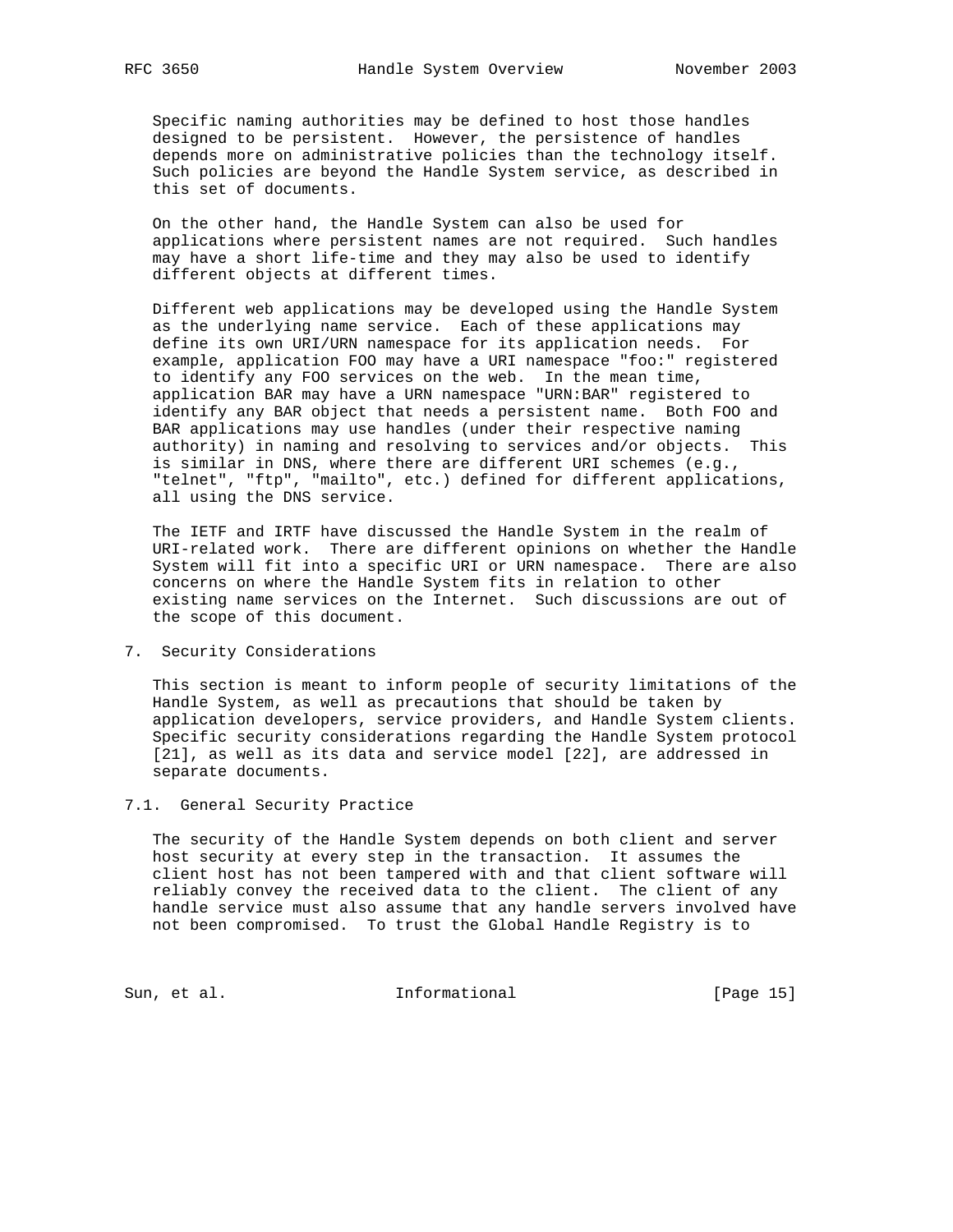Specific naming authorities may be defined to host those handles designed to be persistent. However, the persistence of handles depends more on administrative policies than the technology itself. Such policies are beyond the Handle System service, as described in this set of documents.

On the other hand, the Handle System can also be used for applications where persistent names are not required. Such handles may have a short life-time and they may also be used to identify different objects at different times.

Different web applications may be developed using the Handle System as the underlying name service. Each of these applications may define its own URI/URN namespace for its application needs. For example, application FOO may have a URI namespace "foo:" registered to identify any FOO services on the web. In the mean time, application BAR may have a URN namespace "URN:BAR" registered to identify any BAR object that needs a persistent name. Both FOO and BAR applications may use handles (under their respective naming authority) in naming and resolving to services and/or objects. This is similar in DNS, where there are different URI schemes (e.g., "telnet", "ftp", "mailto", etc.) defined for different applications, all using the DNS service.

The IETF and IRTF have discussed the Handle System in the realm of URI-related work. There are different opinions on whether the Handle System will fit into a specific URI or URN namespace. There are also concerns on where the Handle System fits in relation to other existing name services on the Internet. Such discussions are out of the scope of this document.

## 7. Security Considerations

This section is meant to inform people of security limitations of the Handle System, as well as precautions that should be taken by application developers, service providers, and Handle System clients. Specific security considerations regarding the Handle System protocol [21], as well as its data and service model [22], are addressed in separate documents.

### 7.1. General Security Practice

The security of the Handle System depends on both client and server host security at every step in the transaction. It assumes the client host has not been tampered with and that client software will reliably convey the received data to the client. The client of any handle service must also assume that any handle servers involved have not been compromised. To trust the Global Handle Registry is to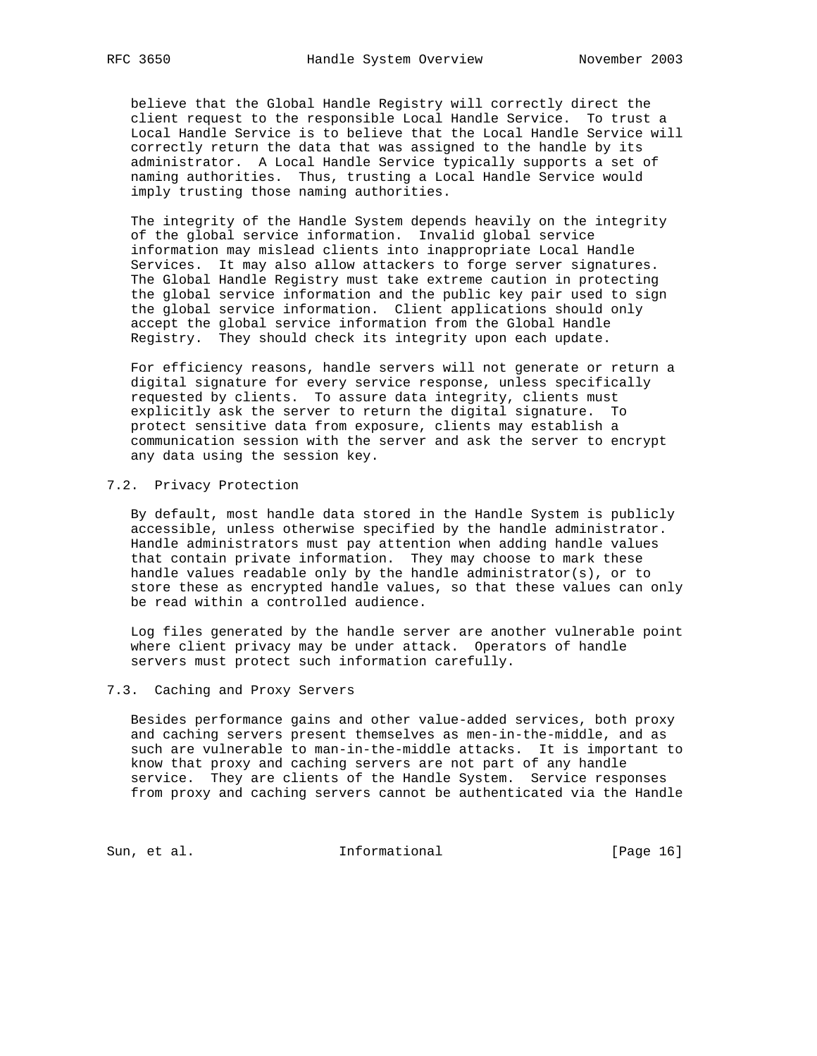believe that the Global Handle Registry will correctly direct the client request to the responsible Local Handle Service. To trust a Local Handle Service is to believe that the Local Handle Service will correctly return the data that was assigned to the handle by its administrator. A Local Handle Service typically supports a set of naming authorities. Thus, trusting a Local Handle Service would imply trusting those naming authorities.

The integrity of the Handle System depends heavily on the integrity of the global service information. Invalid global service information may mislead clients into inappropriate Local Handle Services. It may also allow attackers to forge server signatures. The Global Handle Registry must take extreme caution in protecting the global service information and the public key pair used to sign the global service information. Client applications should only accept the global service information from the Global Handle Registry. They should check its integrity upon each update.

For efficiency reasons, handle servers will not generate or return a digital signature for every service response, unless specifically requested by clients. To assure data integrity, clients must explicitly ask the server to return the digital signature. To protect sensitive data from exposure, clients may establish a communication session with the server and ask the server to encrypt any data using the session key.

## 7.2. Privacy Protection

By default, most handle data stored in the Handle System is publicly accessible, unless otherwise specified by the handle administrator. Handle administrators must pay attention when adding handle values that contain private information. They may choose to mark these handle values readable only by the handle administrator(s), or to store these as encrypted handle values, so that these values can only be read within a controlled audience.

Log files generated by the handle server are another vulnerable point where client privacy may be under attack. Operators of handle servers must protect such information carefully.

## 7.3. Caching and Proxy Servers

Besides performance gains and other value-added services, both proxy and caching servers present themselves as men-in-the-middle, and as such are vulnerable to man-in-the-middle attacks. It is important to know that proxy and caching servers are not part of any handle service. They are clients of the Handle System. Service responses from proxy and caching servers cannot be authenticated via the Handle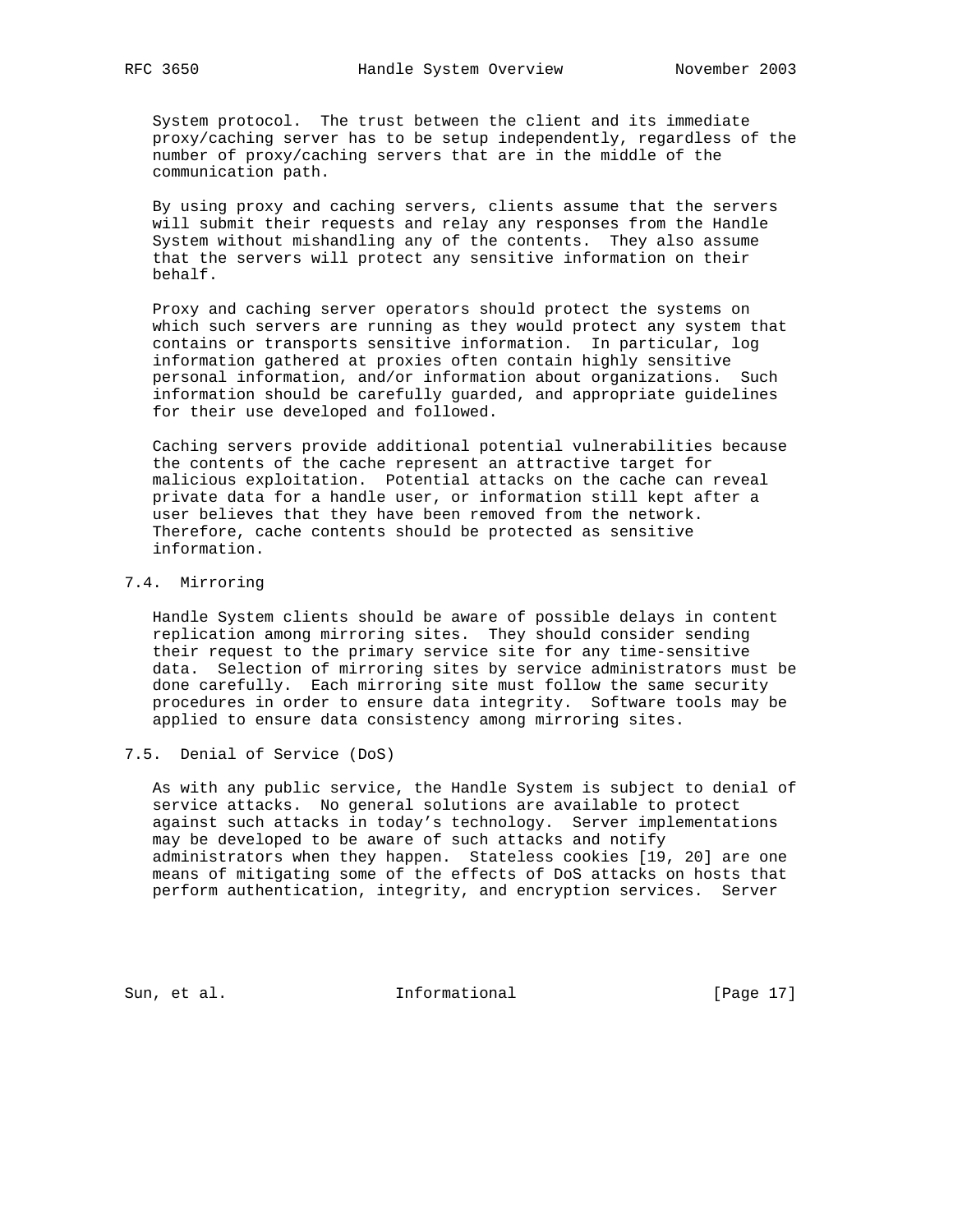System protocol. The trust between the client and its immediate proxy/caching server has to be setup independently, regardless of the number of proxy/caching servers that are in the middle of the communication path.

By using proxy and caching servers, clients assume that the servers will submit their requests and relay any responses from the Handle System without mishandling any of the contents. They also assume that the servers will protect any sensitive information on their behalf.

Proxy and caching server operators should protect the systems on which such servers are running as they would protect any system that contains or transports sensitive information. In particular, log information gathered at proxies often contain highly sensitive personal information, and/or information about organizations. Such information should be carefully guarded, and appropriate guidelines for their use developed and followed.

Caching servers provide additional potential vulnerabilities because the contents of the cache represent an attractive target for malicious exploitation. Potential attacks on the cache can reveal private data for a handle user, or information still kept after a user believes that they have been removed from the network. Therefore, cache contents should be protected as sensitive information.

## 7.4. Mirroring

Handle System clients should be aware of possible delays in content replication among mirroring sites. They should consider sending their request to the primary service site for any time-sensitive data. Selection of mirroring sites by service administrators must be done carefully. Each mirroring site must follow the same security procedures in order to ensure data integrity. Software tools may be applied to ensure data consistency among mirroring sites.

## 7.5. Denial of Service (DoS)

As with any public service, the Handle System is subject to denial of service attacks. No general solutions are available to protect against such attacks in today's technology. Server implementations may be developed to be aware of such attacks and notify administrators when they happen. Stateless cookies [19, 20] are one means of mitigating some of the effects of DoS attacks on hosts that perform authentication, integrity, and encryption services. Server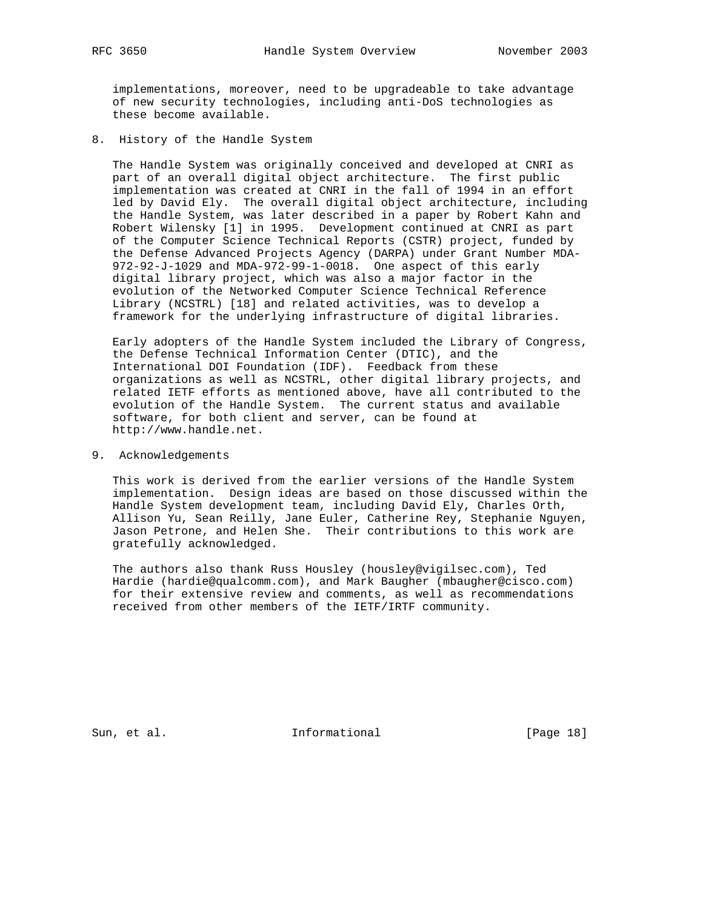implementations, moreover, need to be upgradeable to take advantage of new security technologies, including anti-DoS technologies as these become available.

## 8. History of the Handle System

The Handle System was originally conceived and developed at CNRI as part of an overall digital object architecture. The first public implementation was created at CNRI in the fall of 1994 in an effort led by David Ely. The overall digital object architecture, including the Handle System, was later described in a paper by Robert Kahn and Robert Wilensky [1] in 1995. Development continued at CNRI as part of the Computer Science Technical Reports (CSTR) project, funded by the Defense Advanced Projects Agency (DARPA) under Grant Number MDA-972-92-J-1029 and MDA-972-99-1-0018. One aspect of this early digital library project, which was also a major factor in the evolution of the Networked Computer Science Technical Reference Library (NCSTRL) [18] and related activities, was to develop a framework for the underlying infrastructure of digital libraries.

Early adopters of the Handle System included the Library of Congress, the Defense Technical Information Center (DTIC), and the International DOI Foundation (IDF). Feedback from these organizations as well as NCSTRL, other digital library projects, and related IETF efforts as mentioned above, have all contributed to the evolution of the Handle System. The current status and available software, for both client and server, can be found at http://www.handle.net.

## 9. Acknowledgements

This work is derived from the earlier versions of the Handle System implementation. Design ideas are based on those discussed within the Handle System development team, including David Ely, Charles Orth, Allison Yu, Sean Reilly, Jane Euler, Catherine Rey, Stephanie Nguyen, Jason Petrone, and Helen She. Their contributions to this work are gratefully acknowledged.

The authors also thank Russ Housley (housley@vigilsec.com), Ted Hardie (hardie@qualcomm.com), and Mark Baugher (mbaugher@cisco.com) for their extensive review and comments, as well as recommendations received from other members of the IETF/IRTF community.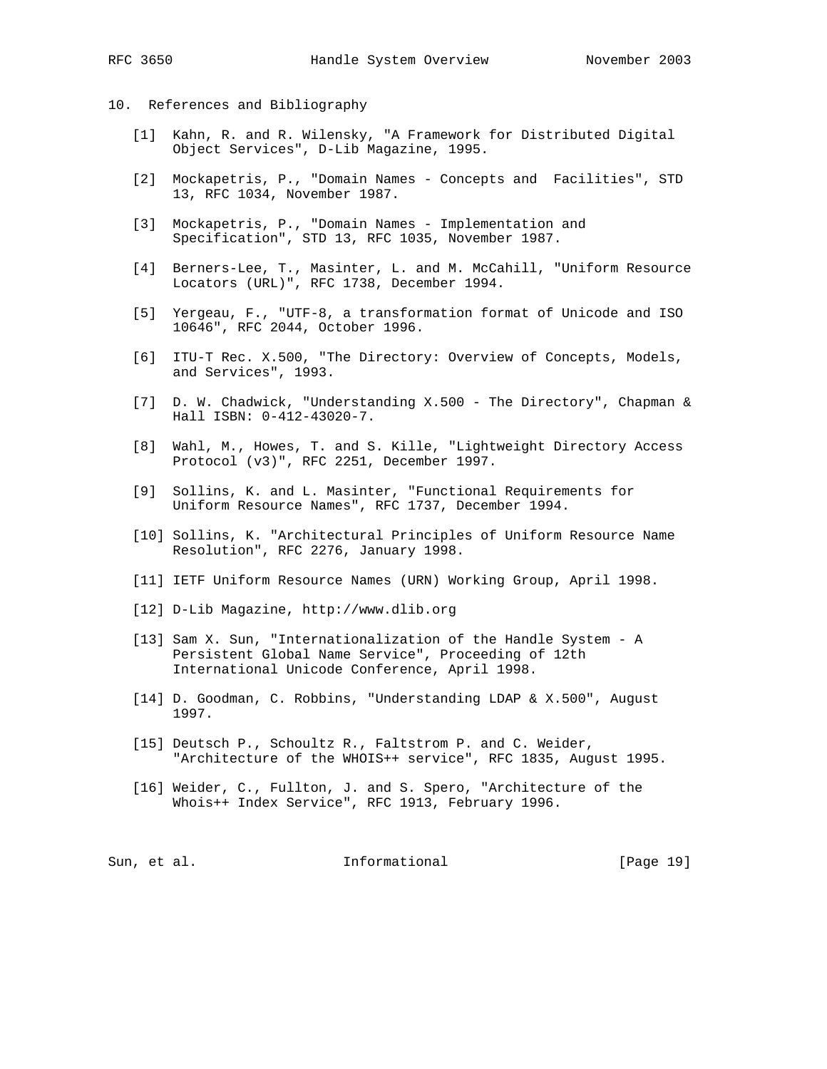## 10. References and Bibliography

[1] Kahn, R. and R. Wilensky, "A Framework for Distributed Digital Object Services", D-Lib Magazine, 1995.

[2] Mockapetris, P., "Domain Names - Concepts and  Facilities", STD 13, RFC 1034, November 1987.

[3] Mockapetris, P., "Domain Names - Implementation and Specification", STD 13, RFC 1035, November 1987.

[4] Berners-Lee, T., Masinter, L. and M. McCahill, "Uniform Resource Locators (URL)", RFC 1738, December 1994.

[5] Yergeau, F., "UTF-8, a transformation format of Unicode and ISO 10646", RFC 2044, October 1996.

[6] ITU-T Rec. X.500, "The Directory: Overview of Concepts, Models, and Services", 1993.

[7] D. W. Chadwick, "Understanding X.500 - The Directory", Chapman & Hall ISBN: 0-412-43020-7.

[8] Wahl, M., Howes, T. and S. Kille, "Lightweight Directory Access Protocol (v3)", RFC 2251, December 1997.

[9] Sollins, K. and L. Masinter, "Functional Requirements for Uniform Resource Names", RFC 1737, December 1994.

[10] Sollins, K. "Architectural Principles of Uniform Resource Name Resolution", RFC 2276, January 1998.

[11] IETF Uniform Resource Names (URN) Working Group, April 1998.

[12] D-Lib Magazine, http://www.dlib.org

[13] Sam X. Sun, "Internationalization of the Handle System - A Persistent Global Name Service", Proceeding of 12th International Unicode Conference, April 1998.

[14] D. Goodman, C. Robbins, "Understanding LDAP & X.500", August 1997.

[15] Deutsch P., Schoultz R., Faltstrom P. and C. Weider, "Architecture of the WHOIS++ service", RFC 1835, August 1995.

[16] Weider, C., Fullton, J. and S. Spero, "Architecture of the Whois++ Index Service", RFC 1913, February 1996.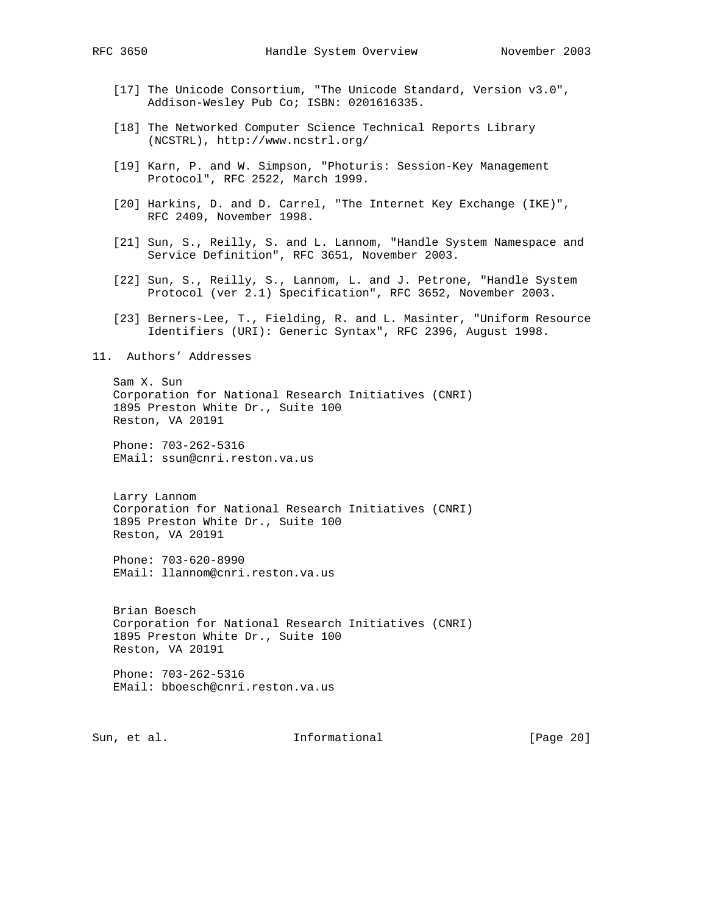[17] The Unicode Consortium, "The Unicode Standard, Version v3.0", Addison-Wesley Pub Co; ISBN: 0201616335.

[18] The Networked Computer Science Technical Reports Library (NCSTRL), http://www.ncstrl.org/

[19] Karn, P. and W. Simpson, "Photuris: Session-Key Management Protocol", RFC 2522, March 1999.

[20] Harkins, D. and D. Carrel, "The Internet Key Exchange (IKE)", RFC 2409, November 1998.

[21] Sun, S., Reilly, S. and L. Lannom, "Handle System Namespace and Service Definition", RFC 3651, November 2003.

[22] Sun, S., Reilly, S., Lannom, L. and J. Petrone, "Handle System Protocol (ver 2.1) Specification", RFC 3652, November 2003.

[23] Berners-Lee, T., Fielding, R. and L. Masinter, "Uniform Resource Identifiers (URI): Generic Syntax", RFC 2396, August 1998.

## 11. Authors' Addresses

Sam X. Sun
Corporation for National Research Initiatives (CNRI)
1895 Preston White Dr., Suite 100
Reston, VA 20191

Phone: 703-262-5316
EMail: ssun@cnri.reston.va.us

Larry Lannom
Corporation for National Research Initiatives (CNRI)
1895 Preston White Dr., Suite 100
Reston, VA 20191

Phone: 703-620-8990
EMail: llannom@cnri.reston.va.us

Brian Boesch
Corporation for National Research Initiatives (CNRI)
1895 Preston White Dr., Suite 100
Reston, VA 20191

Phone: 703-262-5316
EMail: bboesch@cnri.reston.va.us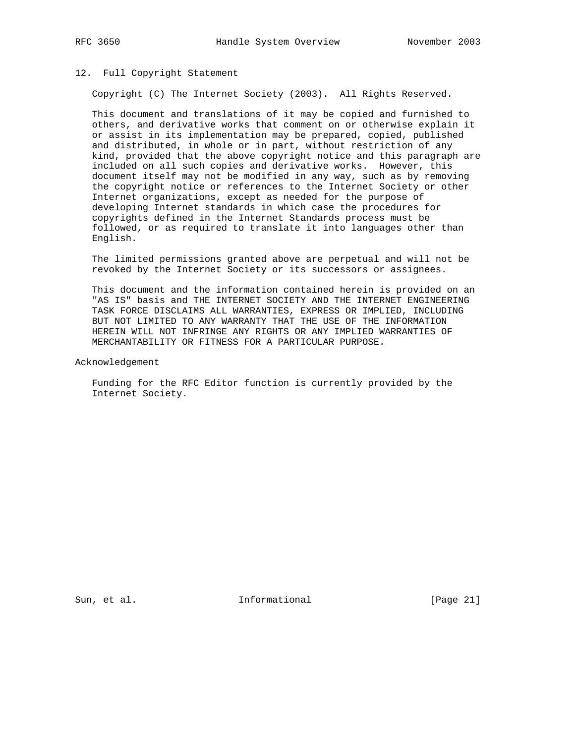## 12. Full Copyright Statement

Copyright (C) The Internet Society (2003). All Rights Reserved.

This document and translations of it may be copied and furnished to others, and derivative works that comment on or otherwise explain it or assist in its implementation may be prepared, copied, published and distributed, in whole or in part, without restriction of any kind, provided that the above copyright notice and this paragraph are included on all such copies and derivative works. However, this document itself may not be modified in any way, such as by removing the copyright notice or references to the Internet Society or other Internet organizations, except as needed for the purpose of developing Internet standards in which case the procedures for copyrights defined in the Internet Standards process must be followed, or as required to translate it into languages other than English.

The limited permissions granted above are perpetual and will not be revoked by the Internet Society or its successors or assignees.

This document and the information contained herein is provided on an "AS IS" basis and THE INTERNET SOCIETY AND THE INTERNET ENGINEERING TASK FORCE DISCLAIMS ALL WARRANTIES, EXPRESS OR IMPLIED, INCLUDING BUT NOT LIMITED TO ANY WARRANTY THAT THE USE OF THE INFORMATION HEREIN WILL NOT INFRINGE ANY RIGHTS OR ANY IMPLIED WARRANTIES OF MERCHANTABILITY OR FITNESS FOR A PARTICULAR PURPOSE.

## Acknowledgement

Funding for the RFC Editor function is currently provided by the Internet Society.